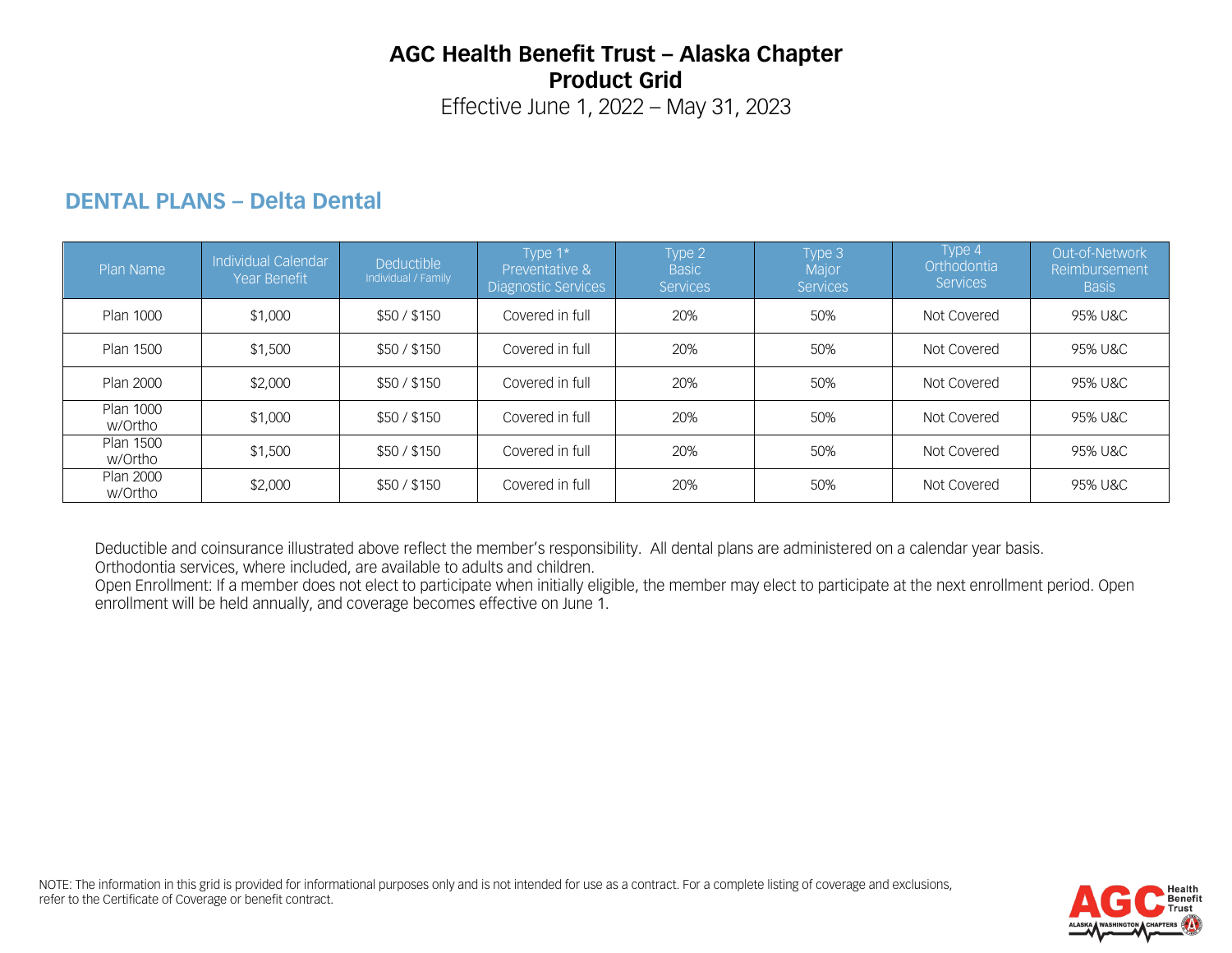# AGC Health Benefit Trust – Alaska Chapter
## Product Grid
Effective June 1, 2022 – May 31, 2023

## DENTAL PLANS – Delta Dental

| Plan Name | Individual Calendar Year Benefit | Deductible Individual / Family | Type 1* Preventative & Diagnostic Services | Type 2 Basic Services | Type 3 Major Services | Type 4 Orthodontia Services | Out-of-Network Reimbursement Basis |
|---|---|---|---|---|---|---|---|
| Plan 1000 | $1,000 | $50 / $150 | Covered in full | 20% | 50% | Not Covered | 95% U&C |
| Plan 1500 | $1,500 | $50 / $150 | Covered in full | 20% | 50% | Not Covered | 95% U&C |
| Plan 2000 | $2,000 | $50 / $150 | Covered in full | 20% | 50% | Not Covered | 95% U&C |
| Plan 1000 w/Ortho | $1,000 | $50 / $150 | Covered in full | 20% | 50% | Not Covered | 95% U&C |
| Plan 1500 w/Ortho | $1,500 | $50 / $150 | Covered in full | 20% | 50% | Not Covered | 95% U&C |
| Plan 2000 w/Ortho | $2,000 | $50 / $150 | Covered in full | 20% | 50% | Not Covered | 95% U&C |

Deductible and coinsurance illustrated above reflect the member's responsibility. All dental plans are administered on a calendar year basis.
Orthodontia services, where included, are available to adults and children.
Open Enrollment: If a member does not elect to participate when initially eligible, the member may elect to participate at the next enrollment period. Open enrollment will be held annually, and coverage becomes effective on June 1.

NOTE: The information in this grid is provided for informational purposes only and is not intended for use as a contract. For a complete listing of coverage and exclusions, refer to the Certificate of Coverage or benefit contract.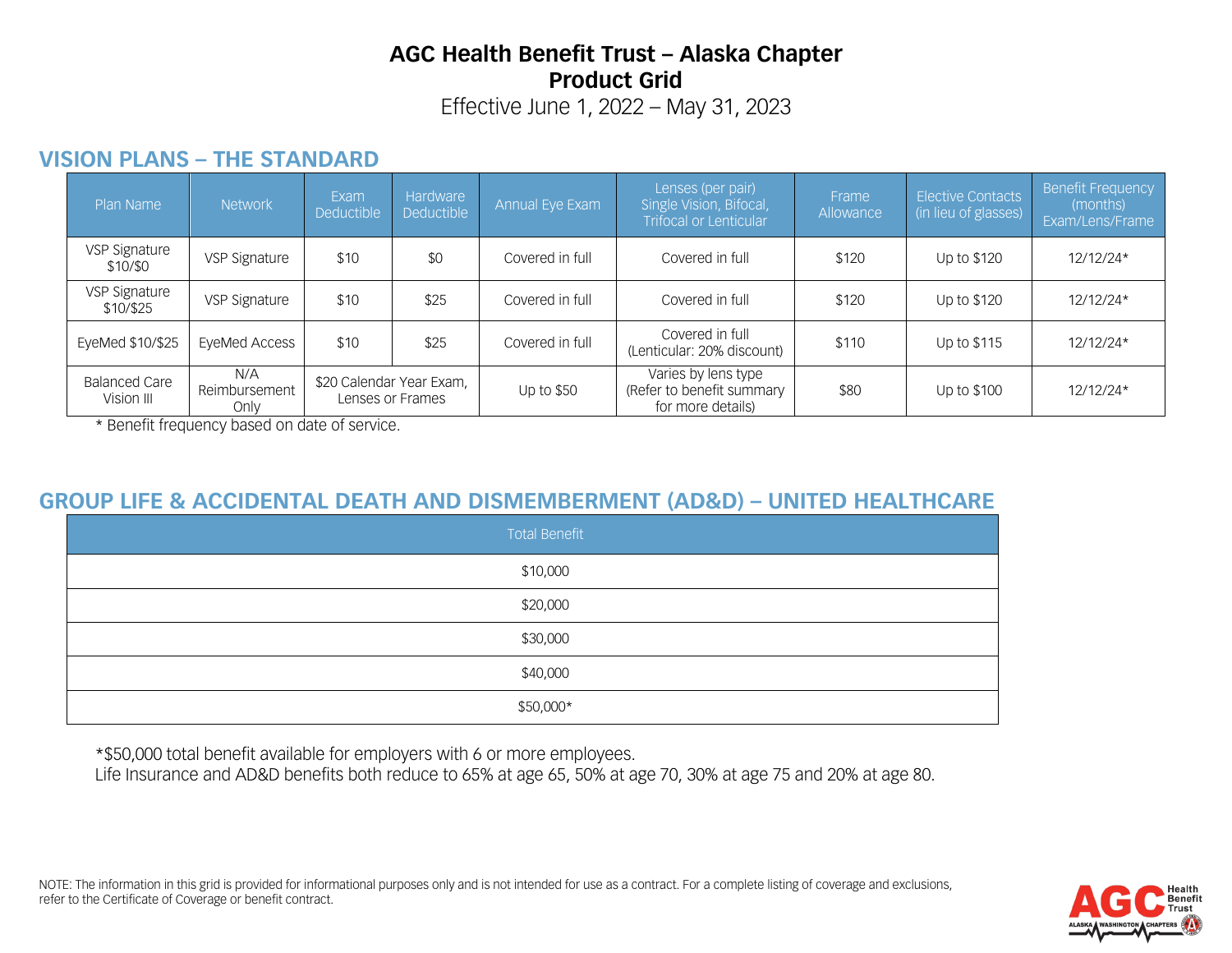# AGC Health Benefit Trust – Alaska Chapter
# Product Grid

Effective June 1, 2022 – May 31, 2023

## VISION PLANS – THE STANDARD

| Plan Name | Network | Exam Deductible | Hardware Deductible | Annual Eye Exam | Lenses (per pair) Single Vision, Bifocal, Trifocal or Lenticular | Frame Allowance | Elective Contacts (in lieu of glasses) | Benefit Frequency (months) Exam/Lens/Frame |
|---|---|---|---|---|---|---|---|---|
| VSP Signature $10/$0 | VSP Signature | $10 | $0 | Covered in full | Covered in full | $120 | Up to $120 | 12/12/24* |
| VSP Signature $10/$25 | VSP Signature | $10 | $25 | Covered in full | Covered in full | $120 | Up to $120 | 12/12/24* |
| EyeMed $10/$25 | EyeMed Access | $10 | $25 | Covered in full | Covered in full (Lenticular: 20% discount) | $110 | Up to $115 | 12/12/24* |
| Balanced Care Vision III | N/A Reimbursement Only | $20 Calendar Year Exam, Lenses or Frames | | Up to $50 | Varies by lens type (Refer to benefit summary for more details) | $80 | Up to $100 | 12/12/24* |

* Benefit frequency based on date of service.

## GROUP LIFE & ACCIDENTAL DEATH AND DISMEMBERMENT (AD&D) – UNITED HEALTHCARE

| Total Benefit |
|---|
| $10,000 |
| $20,000 |
| $30,000 |
| $40,000 |
| $50,000* |

*$50,000 total benefit available for employers with 6 or more employees.
Life Insurance and AD&D benefits both reduce to 65% at age 65, 50% at age 70, 30% at age 75 and 20% at age 80.

NOTE: The information in this grid is provided for informational purposes only and is not intended for use as a contract. For a complete listing of coverage and exclusions, refer to the Certificate of Coverage or benefit contract.